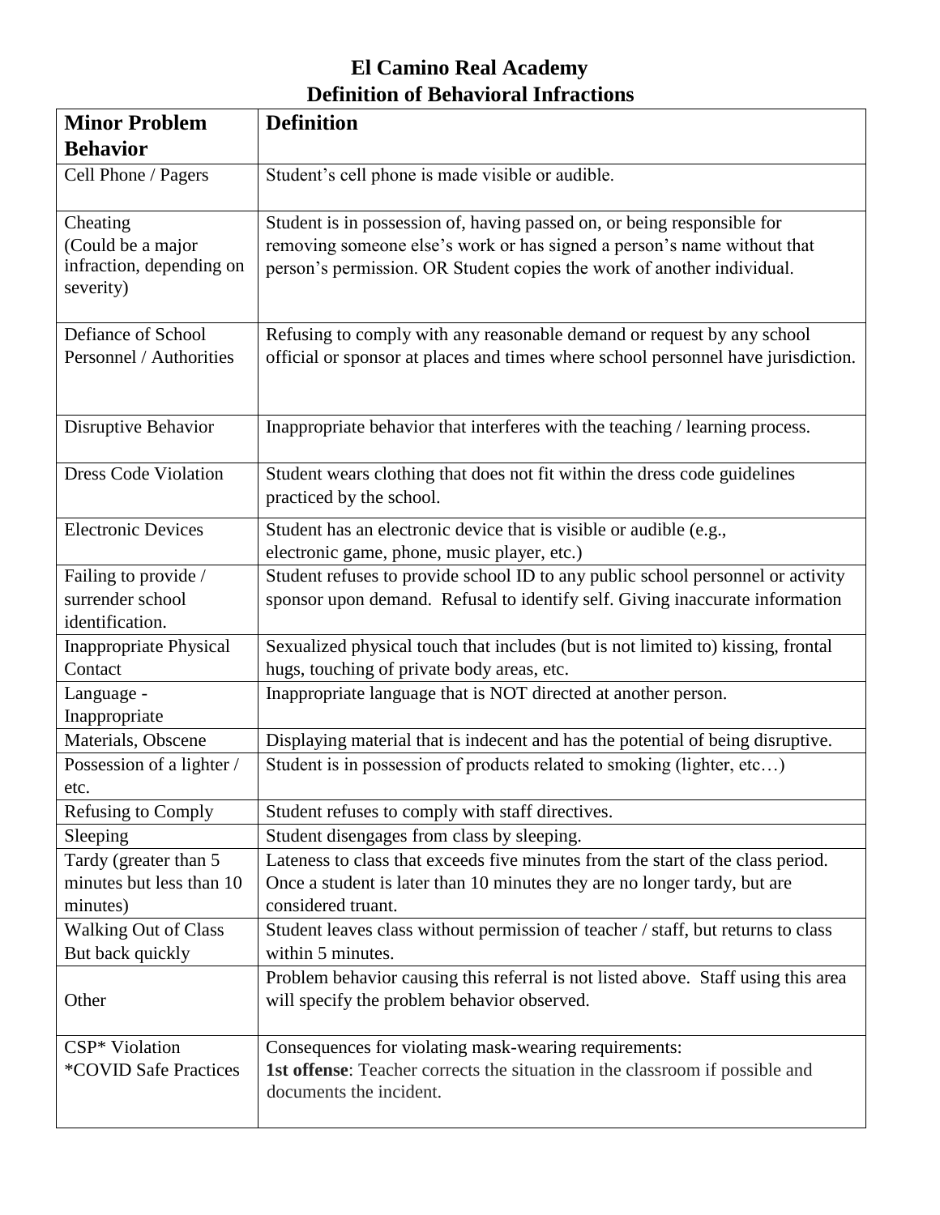# El Camino Real Academy
## Definition of Behavioral Infractions

| Minor Problem Behavior | Definition |
|---|---|
| Cell Phone / Pagers | Student's cell phone is made visible or audible. |
| Cheating (Could be a major infraction, depending on severity) | Student is in possession of, having passed on, or being responsible for removing someone else's work or has signed a person's name without that person's permission. OR Student copies the work of another individual. |
| Defiance of School Personnel / Authorities | Refusing to comply with any reasonable demand or request by any school official or sponsor at places and times where school personnel have jurisdiction. |
| Disruptive Behavior | Inappropriate behavior that interferes with the teaching / learning process. |
| Dress Code Violation | Student wears clothing that does not fit within the dress code guidelines practiced by the school. |
| Electronic Devices | Student has an electronic device that is visible or audible (e.g., electronic game, phone, music player, etc.) |
| Failing to provide / surrender school identification. | Student refuses to provide school ID to any public school personnel or activity sponsor upon demand. Refusal to identify self. Giving inaccurate information |
| Inappropriate Physical Contact | Sexualized physical touch that includes (but is not limited to) kissing, frontal hugs, touching of private body areas, etc. |
| Language - Inappropriate | Inappropriate language that is NOT directed at another person. |
| Materials, Obscene | Displaying material that is indecent and has the potential of being disruptive. |
| Possession of a lighter / etc. | Student is in possession of products related to smoking (lighter, etc…) |
| Refusing to Comply | Student refuses to comply with staff directives. |
| Sleeping | Student disengages from class by sleeping. |
| Tardy (greater than 5 minutes but less than 10 minutes) | Lateness to class that exceeds five minutes from the start of the class period. Once a student is later than 10 minutes they are no longer tardy, but are considered truant. |
| Walking Out of Class But back quickly | Student leaves class without permission of teacher / staff, but returns to class within 5 minutes. |
| Other | Problem behavior causing this referral is not listed above. Staff using this area will specify the problem behavior observed. |
| CSP* Violation *COVID Safe Practices | Consequences for violating mask-wearing requirements: **1st offense**: Teacher corrects the situation in the classroom if possible and documents the incident. |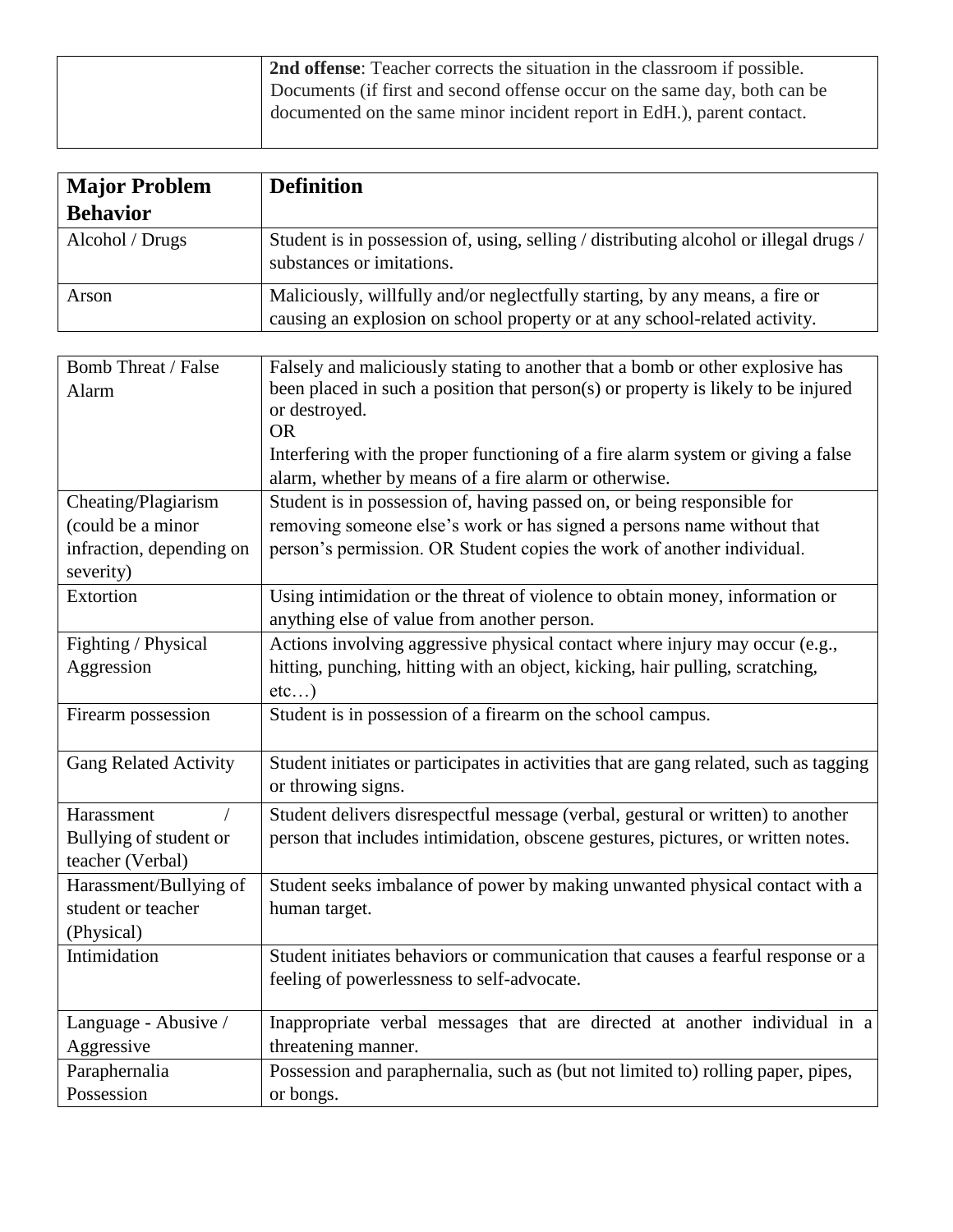| | **2nd offense**: Teacher corrects the situation in the classroom if possible. Documents (if first and second offense occur on the same day, both can be documented on the same minor incident report in EdH.), parent contact. |
|---|---|

| **Major Problem Behavior** | **Definition** |
|---|---|
| Alcohol / Drugs | Student is in possession of, using, selling / distributing alcohol or illegal drugs / substances or imitations. |
| Arson | Maliciously, willfully and/or neglectfully starting, by any means, a fire or causing an explosion on school property or at any school-related activity. |
| Bomb Threat / False Alarm | Falsely and maliciously stating to another that a bomb or other explosive has been placed in such a position that person(s) or property is likely to be injured or destroyed. OR Interfering with the proper functioning of a fire alarm system or giving a false alarm, whether by means of a fire alarm or otherwise. |
| Cheating/Plagiarism (could be a minor infraction, depending on severity) | Student is in possession of, having passed on, or being responsible for removing someone else's work or has signed a persons name without that person's permission. OR Student copies the work of another individual. |
| Extortion | Using intimidation or the threat of violence to obtain money, information or anything else of value from another person. |
| Fighting / Physical Aggression | Actions involving aggressive physical contact where injury may occur (e.g., hitting, punching, hitting with an object, kicking, hair pulling, scratching, etc…) |
| Firearm possession | Student is in possession of a firearm on the school campus. |
| Gang Related Activity | Student initiates or participates in activities that are gang related, such as tagging or throwing signs. |
| Harassment / Bullying of student or teacher (Verbal) | Student delivers disrespectful message (verbal, gestural or written) to another person that includes intimidation, obscene gestures, pictures, or written notes. |
| Harassment/Bullying of student or teacher (Physical) | Student seeks imbalance of power by making unwanted physical contact with a human target. |
| Intimidation | Student initiates behaviors or communication that causes a fearful response or a feeling of powerlessness to self-advocate. |
| Language - Abusive / Aggressive | Inappropriate verbal messages that are directed at another individual in a threatening manner. |
| Paraphernalia Possession | Possession and paraphernalia, such as (but not limited to) rolling paper, pipes, or bongs. |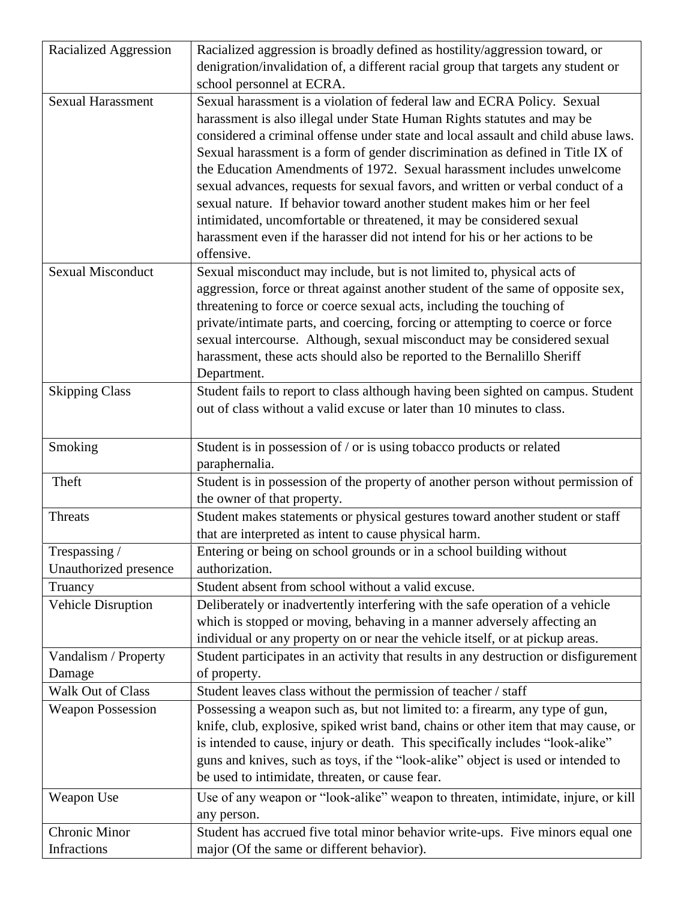| | |
|---|---|
| Racialized Aggression | Racialized aggression is broadly defined as hostility/aggression toward, or denigration/invalidation of, a different racial group that targets any student or school personnel at ECRA. |
| Sexual Harassment | Sexual harassment is a violation of federal law and ECRA Policy. Sexual harassment is also illegal under State Human Rights statutes and may be considered a criminal offense under state and local assault and child abuse laws. Sexual harassment is a form of gender discrimination as defined in Title IX of the Education Amendments of 1972. Sexual harassment includes unwelcome sexual advances, requests for sexual favors, and written or verbal conduct of a sexual nature. If behavior toward another student makes him or her feel intimidated, uncomfortable or threatened, it may be considered sexual harassment even if the harasser did not intend for his or her actions to be offensive. |
| Sexual Misconduct | Sexual misconduct may include, but is not limited to, physical acts of aggression, force or threat against another student of the same of opposite sex, threatening to force or coerce sexual acts, including the touching of private/intimate parts, and coercing, forcing or attempting to coerce or force sexual intercourse. Although, sexual misconduct may be considered sexual harassment, these acts should also be reported to the Bernalillo Sheriff Department. |
| Skipping Class | Student fails to report to class although having been sighted on campus. Student out of class without a valid excuse or later than 10 minutes to class. |
| Smoking | Student is in possession of / or is using tobacco products or related paraphernalia. |
| Theft | Student is in possession of the property of another person without permission of the owner of that property. |
| Threats | Student makes statements or physical gestures toward another student or staff that are interpreted as intent to cause physical harm. |
| Trespassing / Unauthorized presence | Entering or being on school grounds or in a school building without authorization. |
| Truancy | Student absent from school without a valid excuse. |
| Vehicle Disruption | Deliberately or inadvertently interfering with the safe operation of a vehicle which is stopped or moving, behaving in a manner adversely affecting an individual or any property on or near the vehicle itself, or at pickup areas. |
| Vandalism / Property Damage | Student participates in an activity that results in any destruction or disfigurement of property. |
| Walk Out of Class | Student leaves class without the permission of teacher / staff |
| Weapon Possession | Possessing a weapon such as, but not limited to: a firearm, any type of gun, knife, club, explosive, spiked wrist band, chains or other item that may cause, or is intended to cause, injury or death. This specifically includes "look-alike" guns and knives, such as toys, if the "look-alike" object is used or intended to be used to intimidate, threaten, or cause fear. |
| Weapon Use | Use of any weapon or "look-alike" weapon to threaten, intimidate, injure, or kill any person. |
| Chronic Minor Infractions | Student has accrued five total minor behavior write-ups. Five minors equal one major (Of the same or different behavior). |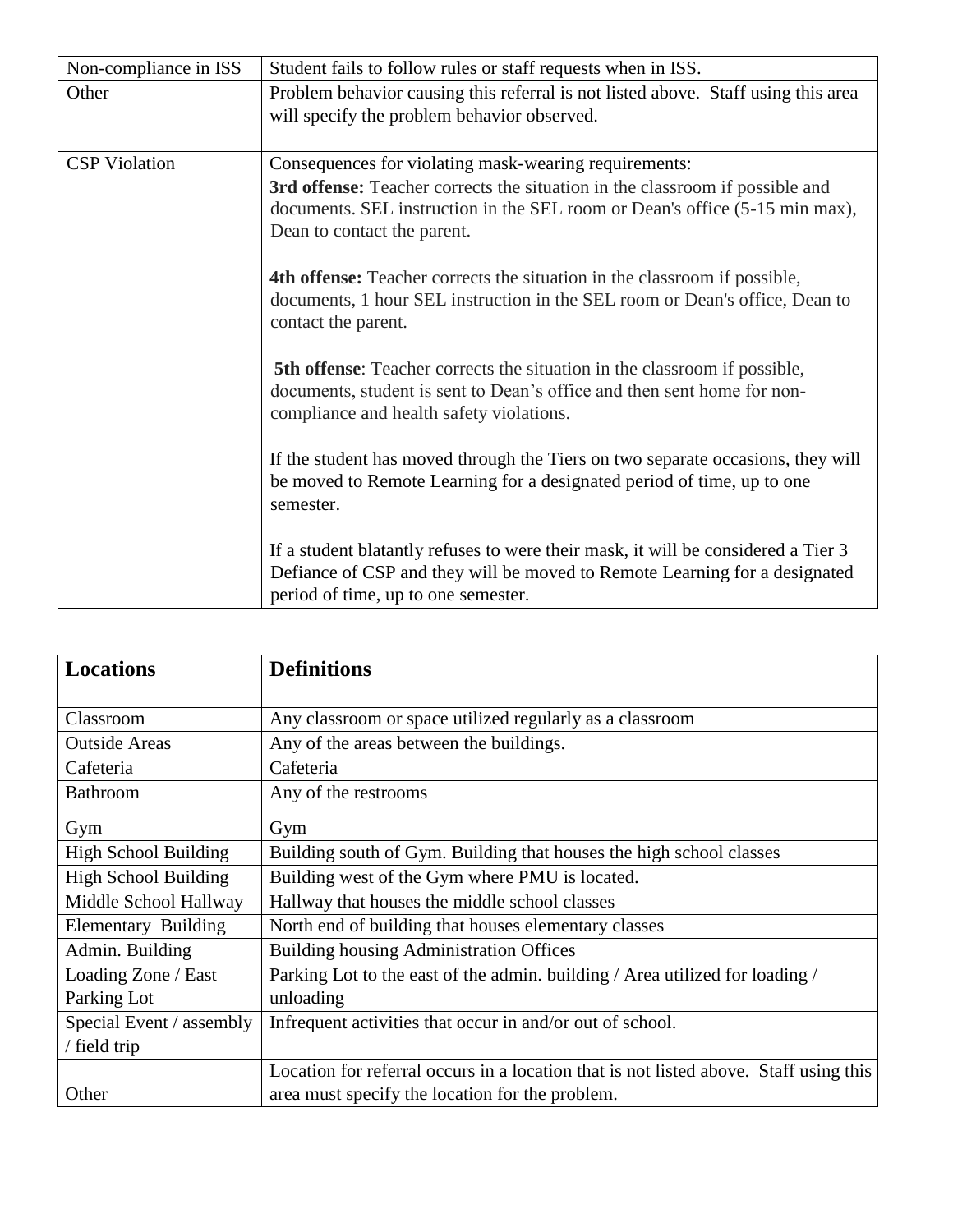| | |
|---|---|
| Non-compliance in ISS | Student fails to follow rules or staff requests when in ISS. |
| Other | Problem behavior causing this referral is not listed above. Staff using this area will specify the problem behavior observed. |
| CSP Violation | Consequences for violating mask-wearing requirements:<br>**3rd offense:** Teacher corrects the situation in the classroom if possible and documents. SEL instruction in the SEL room or Dean's office (5-15 min max), Dean to contact the parent.<br><br>**4th offense:** Teacher corrects the situation in the classroom if possible, documents, 1 hour SEL instruction in the SEL room or Dean's office, Dean to contact the parent.<br><br>**5th offense**: Teacher corrects the situation in the classroom if possible, documents, student is sent to Dean's office and then sent home for non-compliance and health safety violations.<br><br>If the student has moved through the Tiers on two separate occasions, they will be moved to Remote Learning for a designated period of time, up to one semester.<br><br>If a student blatantly refuses to were their mask, it will be considered a Tier 3 Defiance of CSP and they will be moved to Remote Learning for a designated period of time, up to one semester. |

| **Locations** | **Definitions** |
|---|---|
| Classroom | Any classroom or space utilized regularly as a classroom |
| Outside Areas | Any of the areas between the buildings. |
| Cafeteria | Cafeteria |
| Bathroom | Any of the restrooms |
| Gym | Gym |
| High School Building | Building south of Gym. Building that houses the high school classes |
| High School Building | Building west of the Gym where PMU is located. |
| Middle School Hallway | Hallway that houses the middle school classes |
| Elementary Building | North end of building that houses elementary classes |
| Admin. Building | Building housing Administration Offices |
| Loading Zone / East Parking Lot | Parking Lot to the east of the admin. building / Area utilized for loading / unloading |
| Special Event / assembly / field trip | Infrequent activities that occur in and/or out of school. |
| Other | Location for referral occurs in a location that is not listed above. Staff using this area must specify the location for the problem. |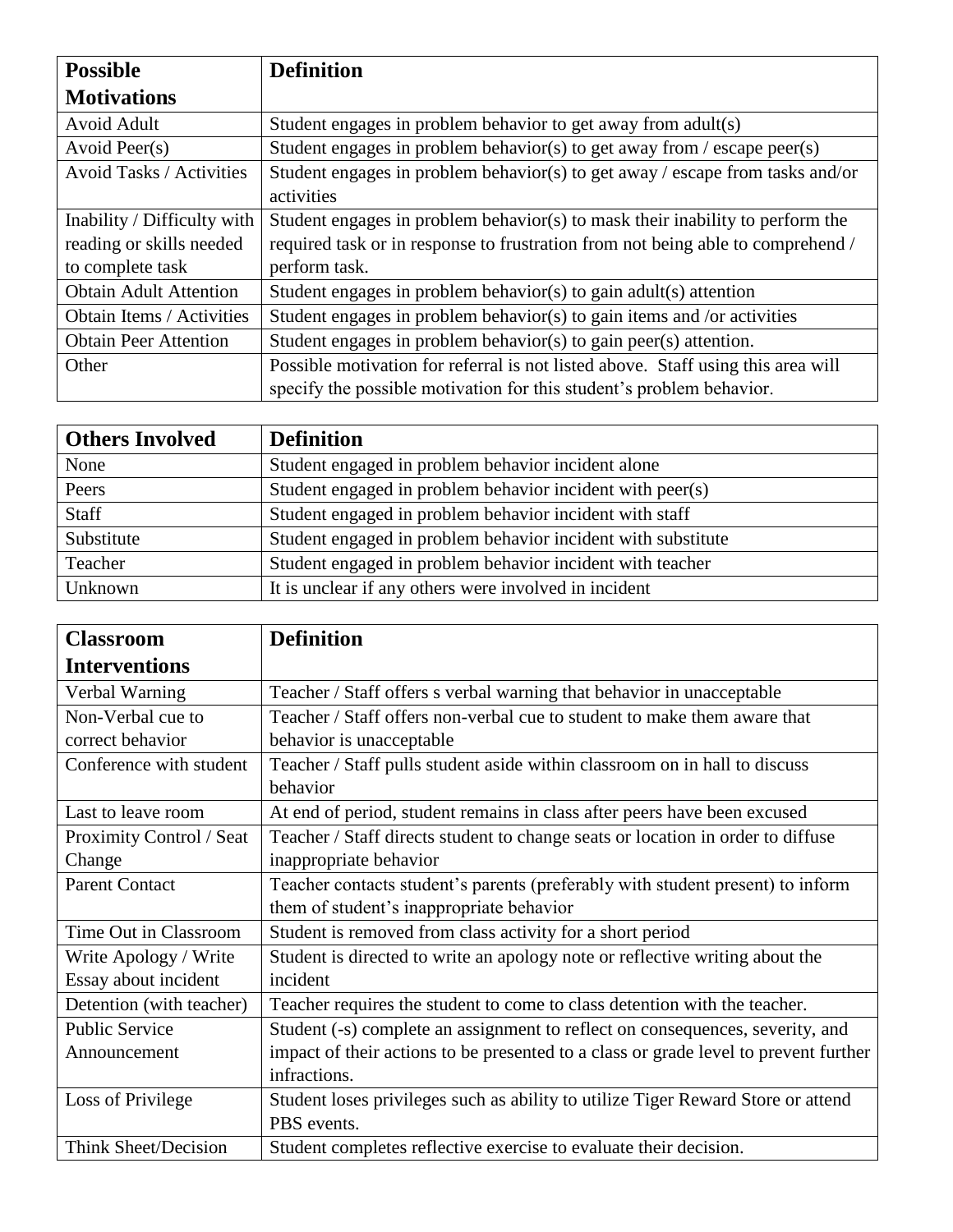| Possible Motivations | Definition |
| --- | --- |
| Avoid Adult | Student engages in problem behavior to get away from adult(s) |
| Avoid Peer(s) | Student engages in problem behavior(s) to get away from / escape peer(s) |
| Avoid Tasks / Activities | Student engages in problem behavior(s) to get away / escape from tasks and/or activities |
| Inability / Difficulty with reading or skills needed to complete task | Student engages in problem behavior(s) to mask their inability to perform the required task or in response to frustration from not being able to comprehend / perform task. |
| Obtain Adult Attention | Student engages in problem behavior(s) to gain adult(s) attention |
| Obtain Items / Activities | Student engages in problem behavior(s) to gain items and /or activities |
| Obtain Peer Attention | Student engages in problem behavior(s) to gain peer(s) attention. |
| Other | Possible motivation for referral is not listed above. Staff using this area will specify the possible motivation for this student's problem behavior. |

| Others Involved | Definition |
| --- | --- |
| None | Student engaged in problem behavior incident alone |
| Peers | Student engaged in problem behavior incident with peer(s) |
| Staff | Student engaged in problem behavior incident with staff |
| Substitute | Student engaged in problem behavior incident with substitute |
| Teacher | Student engaged in problem behavior incident with teacher |
| Unknown | It is unclear if any others were involved in incident |

| Classroom Interventions | Definition |
| --- | --- |
| Verbal Warning | Teacher / Staff offers s verbal warning that behavior in unacceptable |
| Non-Verbal cue to correct behavior | Teacher / Staff offers non-verbal cue to student to make them aware that behavior is unacceptable |
| Conference with student | Teacher / Staff pulls student aside within classroom on in hall to discuss behavior |
| Last to leave room | At end of period, student remains in class after peers have been excused |
| Proximity Control / Seat Change | Teacher / Staff directs student to change seats or location in order to diffuse inappropriate behavior |
| Parent Contact | Teacher contacts student's parents (preferably with student present) to inform them of student's inappropriate behavior |
| Time Out in Classroom | Student is removed from class activity for a short period |
| Write Apology / Write Essay about incident | Student is directed to write an apology note or reflective writing about the incident |
| Detention (with teacher) | Teacher requires the student to come to class detention with the teacher. |
| Public Service Announcement | Student (-s) complete an assignment to reflect on consequences, severity, and impact of their actions to be presented to a class or grade level to prevent further infractions. |
| Loss of Privilege | Student loses privileges such as ability to utilize Tiger Reward Store or attend PBS events. |
| Think Sheet/Decision | Student completes reflective exercise to evaluate their decision. |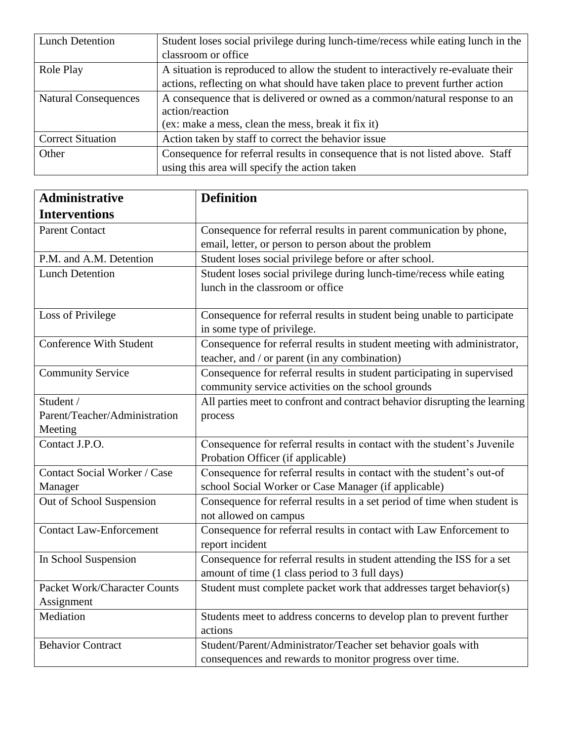| | |
|---|---|
| Lunch Detention | Student loses social privilege during lunch-time/recess while eating lunch in the classroom or office |
| Role Play | A situation is reproduced to allow the student to interactively re-evaluate their actions, reflecting on what should have taken place to prevent further action |
| Natural Consequences | A consequence that is delivered or owned as a common/natural response to an action/reaction (ex: make a mess, clean the mess, break it fix it) |
| Correct Situation | Action taken by staff to correct the behavior issue |
| Other | Consequence for referral results in consequence that is not listed above. Staff using this area will specify the action taken |

| **Administrative Interventions** | **Definition** |
|---|---|
| Parent Contact | Consequence for referral results in parent communication by phone, email, letter, or person to person about the problem |
| P.M. and A.M. Detention | Student loses social privilege before or after school. |
| Lunch Detention | Student loses social privilege during lunch-time/recess while eating lunch in the classroom or office |
| Loss of Privilege | Consequence for referral results in student being unable to participate in some type of privilege. |
| Conference With Student | Consequence for referral results in student meeting with administrator, teacher, and / or parent (in any combination) |
| Community Service | Consequence for referral results in student participating in supervised community service activities on the school grounds |
| Student / Parent/Teacher/Administration Meeting | All parties meet to confront and contract behavior disrupting the learning process |
| Contact J.P.O. | Consequence for referral results in contact with the student's Juvenile Probation Officer (if applicable) |
| Contact Social Worker / Case Manager | Consequence for referral results in contact with the student's out-of school Social Worker or Case Manager (if applicable) |
| Out of School Suspension | Consequence for referral results in a set period of time when student is not allowed on campus |
| Contact Law-Enforcement | Consequence for referral results in contact with Law Enforcement to report incident |
| In School Suspension | Consequence for referral results in student attending the ISS for a set amount of time (1 class period to 3 full days) |
| Packet Work/Character Counts Assignment | Student must complete packet work that addresses target behavior(s) |
| Mediation | Students meet to address concerns to develop plan to prevent further actions |
| Behavior Contract | Student/Parent/Administrator/Teacher set behavior goals with consequences and rewards to monitor progress over time. |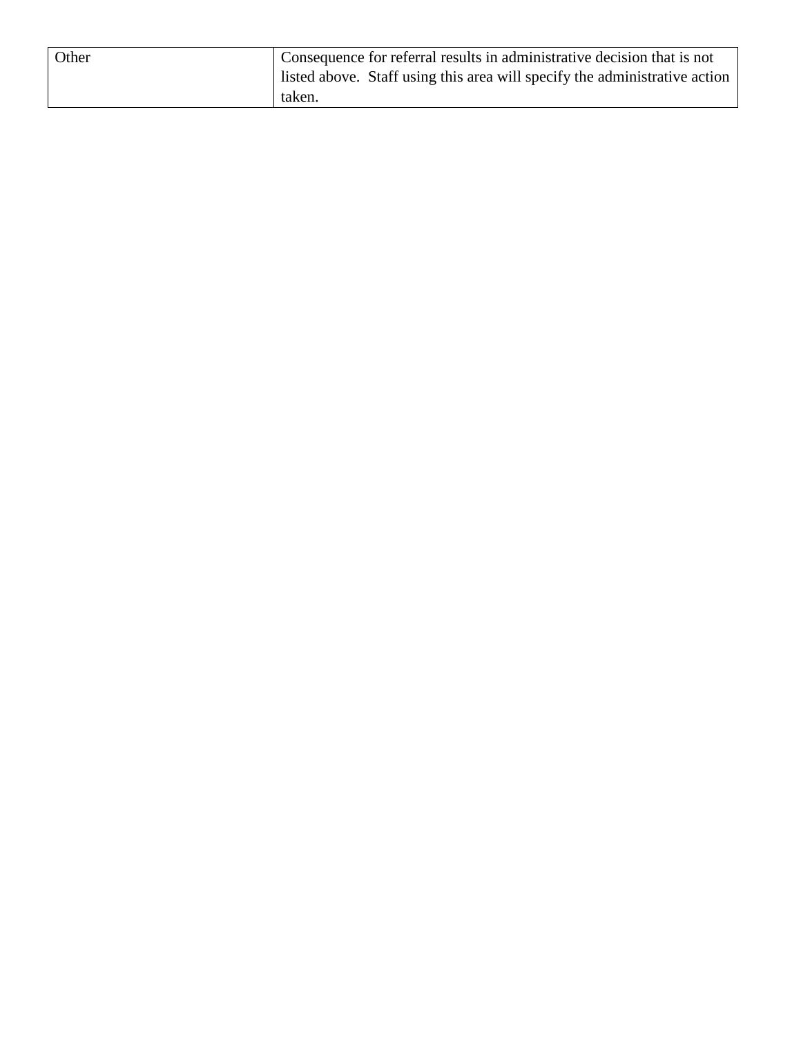| | |
|---|---|
| Other | Consequence for referral results in administrative decision that is not listed above. Staff using this area will specify the administrative action taken. |